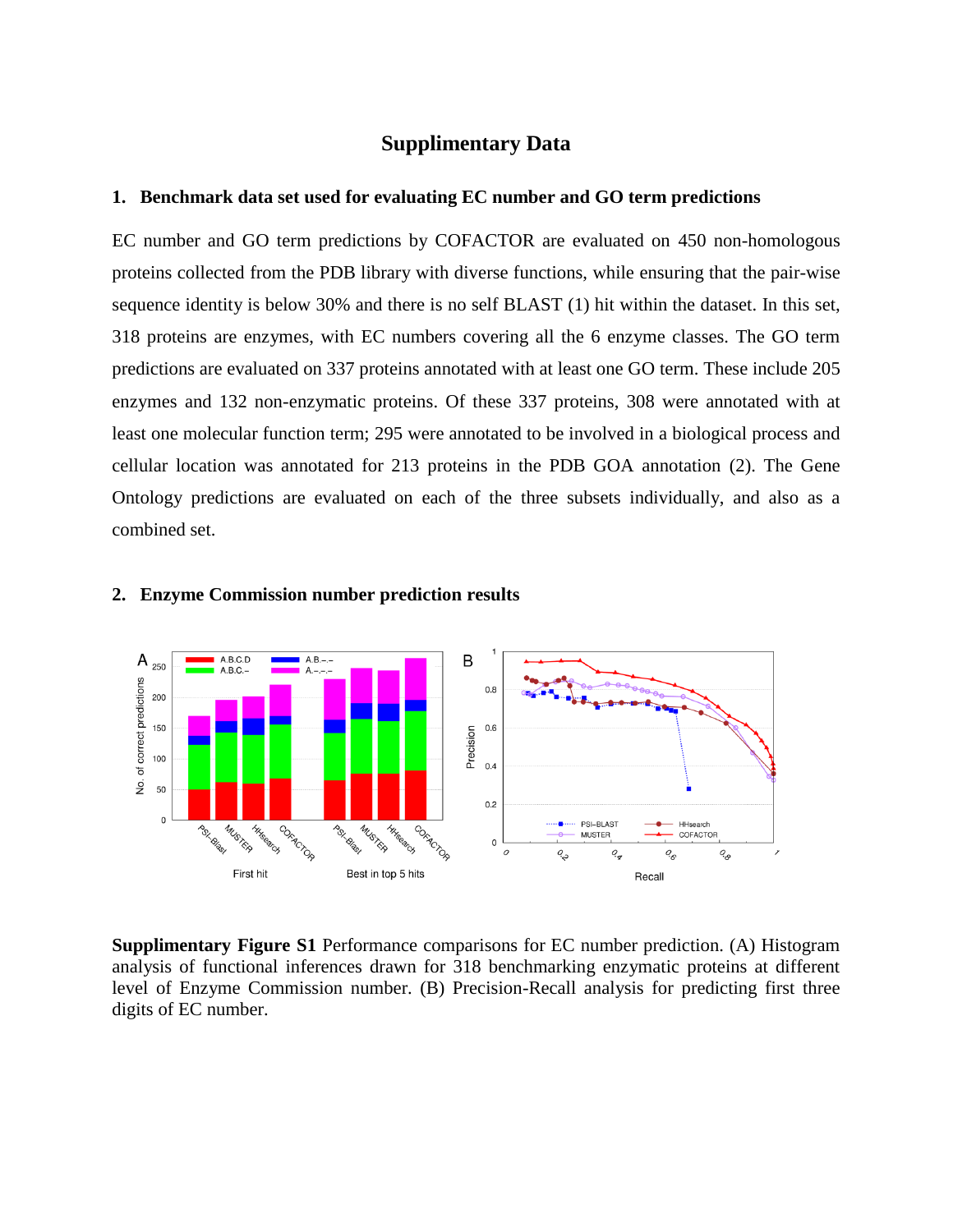# Supplimentary Data

## 1. Benchmark data set used for evaluating EC number and GO term predictions

EC number and GO term predictions by COFACTOR are evaluated on 450 non-homologous proteins collected from the PDB library with diverse functions, while ensuring that the pair-wise sequence identity is below 30% and there is no self BLAST (1) hit within the dataset. In this set, 318 proteins are enzymes, with EC numbers covering all the 6 enzyme classes. The GO term predictions are evaluated on 337 proteins annotated with at least one GO term. These include 205 enzymes and 132 non-enzymatic proteins. Of these 337 proteins, 308 were annotated with at least one molecular function term; 295 were annotated to be involved in a biological process and cellular location was annotated for 213 proteins in the PDB GOA annotation (2). The Gene Ontology predictions are evaluated on each of the three subsets individually, and also as a combined set.

## 2. Enzyme Commission number prediction results

**Supplimentary Figure S1** Performance comparisons for EC number prediction. (A) Histogram analysis of functional inferences drawn for 318 benchmarking enzymatic proteins at different level of Enzyme Commission number. (B) Precision-Recall analysis for predicting first three digits of EC number.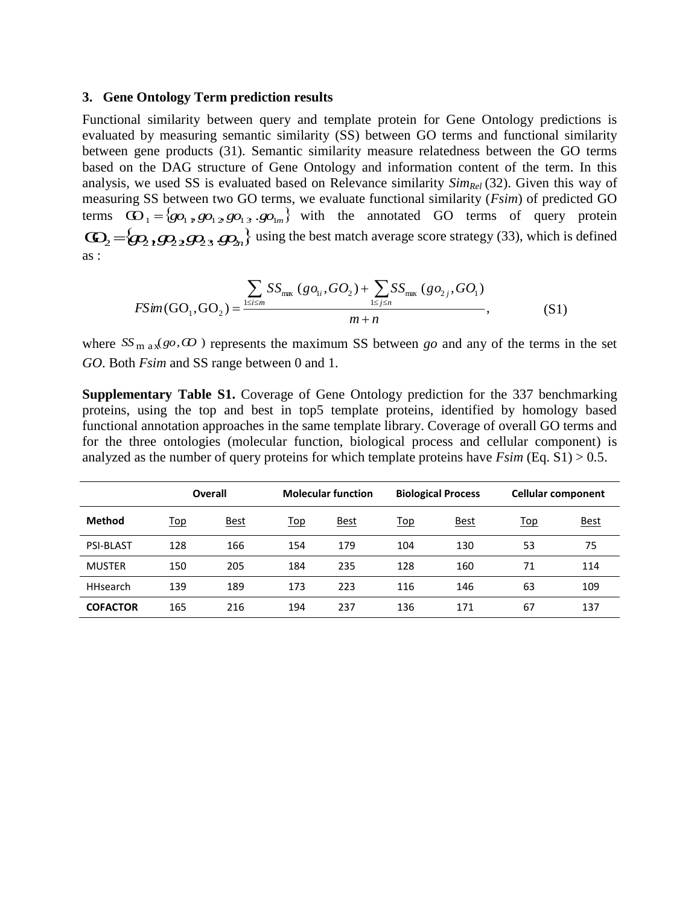### 3. Gene Ontology Term prediction results

Functional similarity between query and template protein for Gene Ontology predictions is evaluated by measuring semantic similarity (SS) between GO terms and functional similarity between gene products (31). Semantic similarity measure relatedness between the GO terms based on the DAG structure of Gene Ontology and information content of the term. In this analysis, we used SS is evaluated based on Relevance similarity $Sim_{Rel}$ (32). Given this way of measuring SS between two GO terms, we evaluate functional similarity (*Fsim*) of predicted GO terms $GO_1 = \{go_{11}, go_{12}, go_{13}, .go_{1m}\}$ with the annotated GO terms of query protein $GO_2 = \{go_{21}, go_{22}, go_{23}, .go_{2n}\}$ using the best match average score strategy (33), which is defined as :

$$FSim(\mathrm{GO}_1, \mathrm{GO}_2) = \frac{\sum_{1 \le i \le m} SS_{\max}(go_{1i}, GO_2) + \sum_{1 \le j \le n} SS_{\max}(go_{2j}, GO_1)}{m+n}, \qquad \text{(S1)}$$

where $SS_{\max}(go, GO)$ represents the maximum SS between *go* and any of the terms in the set *GO*. Both *Fsim* and SS range between 0 and 1.

**Supplementary Table S1.** Coverage of Gene Ontology prediction for the 337 benchmarking proteins, using the top and best in top5 template proteins, identified by homology based functional annotation approaches in the same template library. Coverage of overall GO terms and for the three ontologies (molecular function, biological process and cellular component) is analyzed as the number of query proteins for which template proteins have *Fsim* (Eq. S1) > 0.5.

| | Overall | | Molecular function | | Biological Process | | Cellular component | |
|---|---|---|---|---|---|---|---|---|
| **Method** | Top | Best | Top | Best | Top | Best | Top | Best |
| PSI-BLAST | 128 | 166 | 154 | 179 | 104 | 130 | 53 | 75 |
| MUSTER | 150 | 205 | 184 | 235 | 128 | 160 | 71 | 114 |
| HHsearch | 139 | 189 | 173 | 223 | 116 | 146 | 63 | 109 |
| **COFACTOR** | 165 | 216 | 194 | 237 | 136 | 171 | 67 | 137 |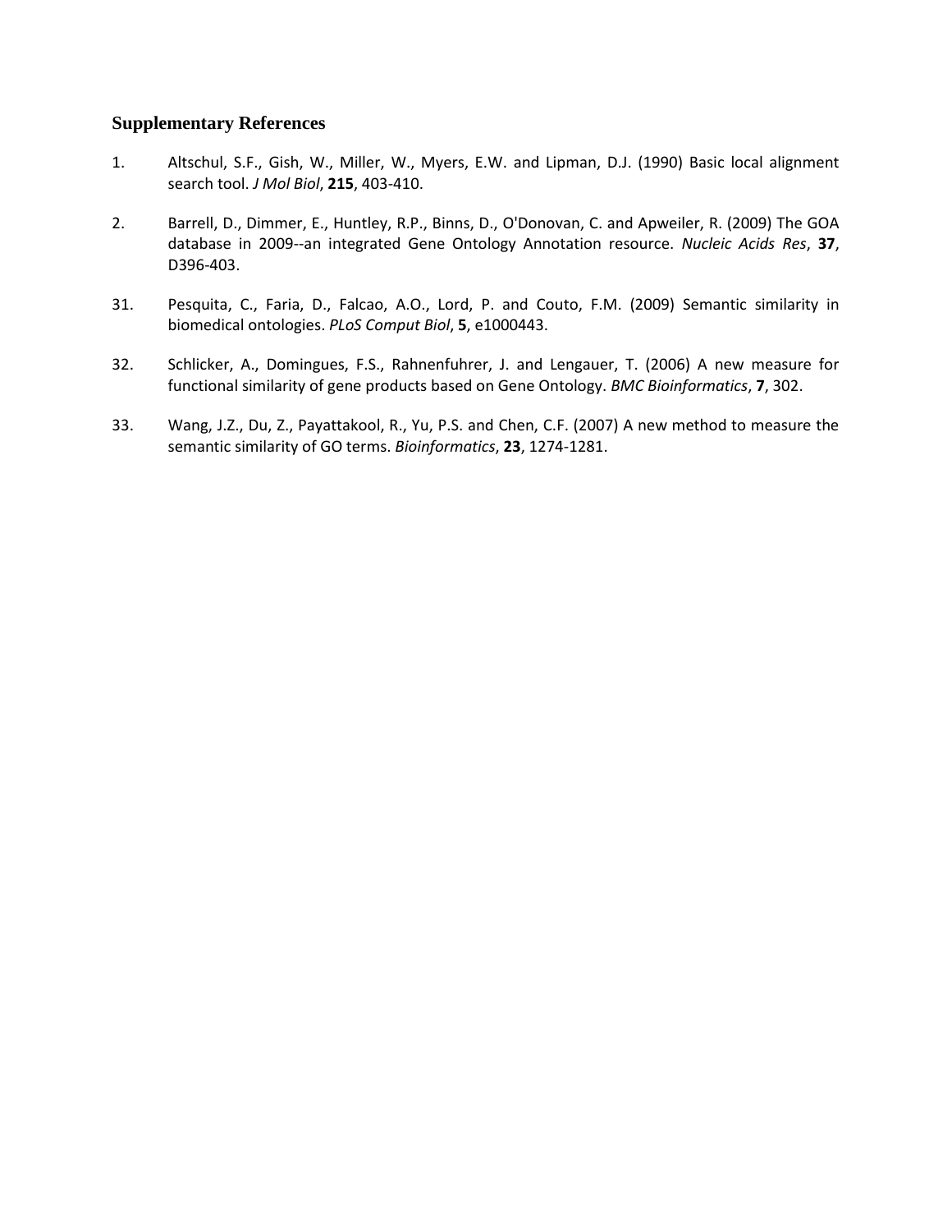## Supplementary References

1. Altschul, S.F., Gish, W., Miller, W., Myers, E.W. and Lipman, D.J. (1990) Basic local alignment search tool. *J Mol Biol*, **215**, 403-410.

2. Barrell, D., Dimmer, E., Huntley, R.P., Binns, D., O'Donovan, C. and Apweiler, R. (2009) The GOA database in 2009--an integrated Gene Ontology Annotation resource. *Nucleic Acids Res*, **37**, D396-403.

31. Pesquita, C., Faria, D., Falcao, A.O., Lord, P. and Couto, F.M. (2009) Semantic similarity in biomedical ontologies. *PLoS Comput Biol*, **5**, e1000443.

32. Schlicker, A., Domingues, F.S., Rahnenfuhrer, J. and Lengauer, T. (2006) A new measure for functional similarity of gene products based on Gene Ontology. *BMC Bioinformatics*, **7**, 302.

33. Wang, J.Z., Du, Z., Payattakool, R., Yu, P.S. and Chen, C.F. (2007) A new method to measure the semantic similarity of GO terms. *Bioinformatics*, **23**, 1274-1281.